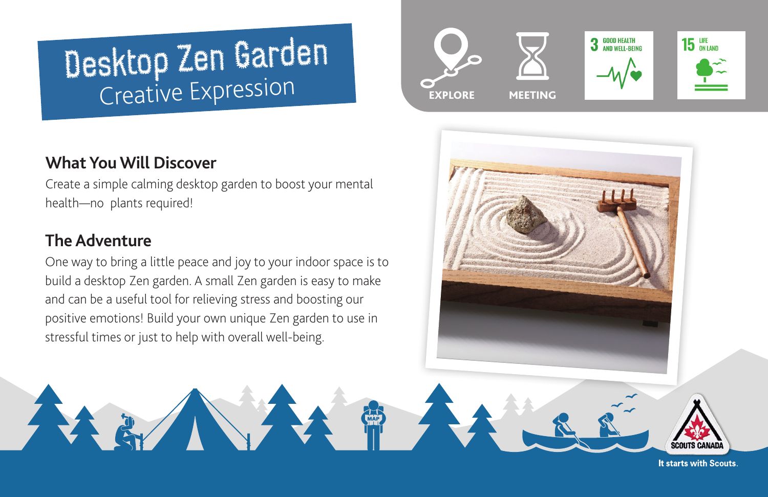# Desktop Zen Garden
## Creative Expression

EXPLORE

MEETING

3 GOOD HEALTH AND WELL-BEING

15 LIFE ON LAND

### What You Will Discover

Create a simple calming desktop garden to boost your mental health—no plants required!

### The Adventure

One way to bring a little peace and joy to your indoor space is to build a desktop Zen garden. A small Zen garden is easy to make and can be a useful tool for relieving stress and boosting our positive emotions! Build your own unique Zen garden to use in stressful times or just to help with overall well-being.

SCOUTS CANADA

It starts with Scouts.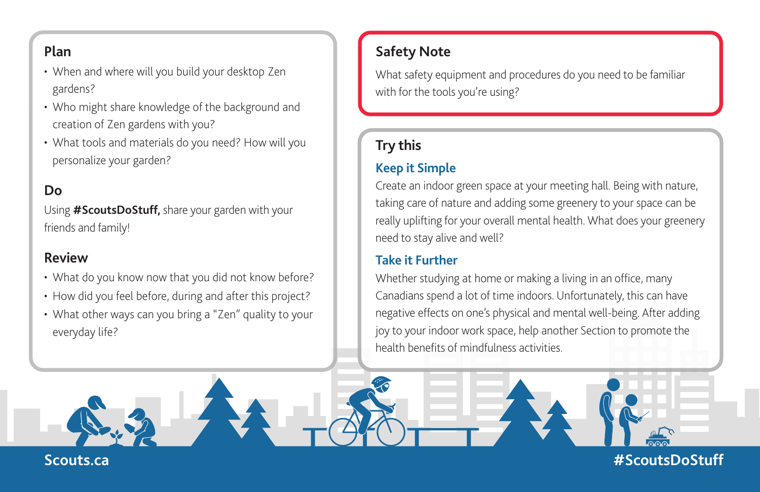## Plan

- When and where will you build your desktop Zen gardens?
- Who might share knowledge of the background and creation of Zen gardens with you?
- What tools and materials do you need? How will you personalize your garden?

## Do

Using **#ScoutsDoStuff,** share your garden with your friends and family!

## Review

- What do you know now that you did not know before?
- How did you feel before, during and after this project?
- What other ways can you bring a "Zen" quality to your everyday life?

## Safety Note

What safety equipment and procedures do you need to be familiar with for the tools you're using?

## Try this

### Keep it Simple

Create an indoor green space at your meeting hall. Being with nature, taking care of nature and adding some greenery to your space can be really uplifting for your overall mental health. What does your greenery need to stay alive and well?

### Take it Further

Whether studying at home or making a living in an office, many Canadians spend a lot of time indoors. Unfortunately, this can have negative effects on one's physical and mental well-being. After adding joy to your indoor work space, help another Section to promote the health benefits of mindfulness activities.

Scouts.ca

#ScoutsDoStuff